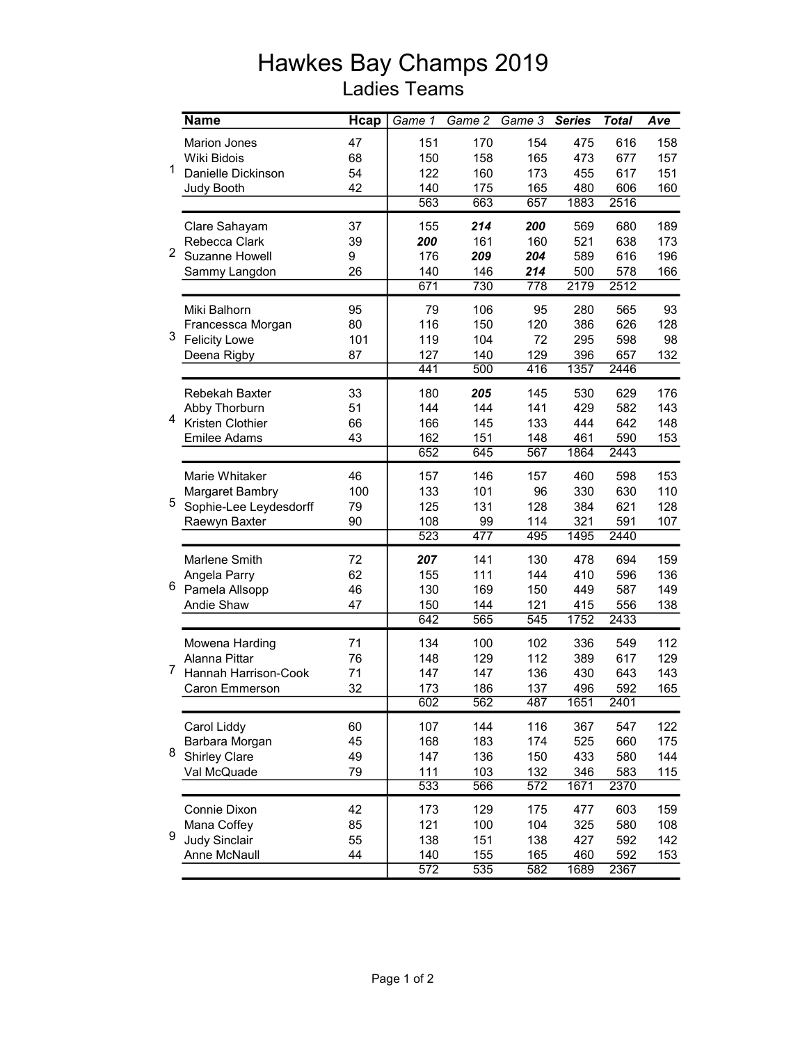# Hawkes Bay Champs 2019

## Ladies Teams

| | Name | Hcap | Game 1 | Game 2 | Game 3 | Series | Total | Ave |
|---|---|---|---|---|---|---|---|---|
| 1 | Marion Jones | 47 | 151 | 170 | 154 | 475 | 616 | 158 |
| | Wiki Bidois | 68 | 150 | 158 | 165 | 473 | 677 | 157 |
| | Danielle Dickinson | 54 | 122 | 160 | 173 | 455 | 617 | 151 |
| | Judy Booth | 42 | 140 | 175 | 165 | 480 | 606 | 160 |
| | | | 563 | 663 | 657 | 1883 | 2516 | |
| 2 | Clare Sahayam | 37 | 155 | ***214*** | ***200*** | 569 | 680 | 189 |
| | Rebecca Clark | 39 | ***200*** | 161 | 160 | 521 | 638 | 173 |
| | Suzanne Howell | 9 | 176 | ***209*** | ***204*** | 589 | 616 | 196 |
| | Sammy Langdon | 26 | 140 | 146 | ***214*** | 500 | 578 | 166 |
| | | | 671 | 730 | 778 | 2179 | 2512 | |
| 3 | Miki Balhorn | 95 | 79 | 106 | 95 | 280 | 565 | 93 |
| | Francessca Morgan | 80 | 116 | 150 | 120 | 386 | 626 | 128 |
| | Felicity Lowe | 101 | 119 | 104 | 72 | 295 | 598 | 98 |
| | Deena Rigby | 87 | 127 | 140 | 129 | 396 | 657 | 132 |
| | | | 441 | 500 | 416 | 1357 | 2446 | |
| 4 | Rebekah Baxter | 33 | 180 | ***205*** | 145 | 530 | 629 | 176 |
| | Abby Thorburn | 51 | 144 | 144 | 141 | 429 | 582 | 143 |
| | Kristen Clothier | 66 | 166 | 145 | 133 | 444 | 642 | 148 |
| | Emilee Adams | 43 | 162 | 151 | 148 | 461 | 590 | 153 |
| | | | 652 | 645 | 567 | 1864 | 2443 | |
| 5 | Marie Whitaker | 46 | 157 | 146 | 157 | 460 | 598 | 153 |
| | Margaret Bambry | 100 | 133 | 101 | 96 | 330 | 630 | 110 |
| | Sophie-Lee Leydesdorff | 79 | 125 | 131 | 128 | 384 | 621 | 128 |
| | Raewyn Baxter | 90 | 108 | 99 | 114 | 321 | 591 | 107 |
| | | | 523 | 477 | 495 | 1495 | 2440 | |
| 6 | Marlene Smith | 72 | ***207*** | 141 | 130 | 478 | 694 | 159 |
| | Angela Parry | 62 | 155 | 111 | 144 | 410 | 596 | 136 |
| | Pamela Allsopp | 46 | 130 | 169 | 150 | 449 | 587 | 149 |
| | Andie Shaw | 47 | 150 | 144 | 121 | 415 | 556 | 138 |
| | | | 642 | 565 | 545 | 1752 | 2433 | |
| 7 | Mowena Harding | 71 | 134 | 100 | 102 | 336 | 549 | 112 |
| | Alanna Pittar | 76 | 148 | 129 | 112 | 389 | 617 | 129 |
| | Hannah Harrison-Cook | 71 | 147 | 147 | 136 | 430 | 643 | 143 |
| | Caron Emmerson | 32 | 173 | 186 | 137 | 496 | 592 | 165 |
| | | | 602 | 562 | 487 | 1651 | 2401 | |
| 8 | Carol Liddy | 60 | 107 | 144 | 116 | 367 | 547 | 122 |
| | Barbara Morgan | 45 | 168 | 183 | 174 | 525 | 660 | 175 |
| | Shirley Clare | 49 | 147 | 136 | 150 | 433 | 580 | 144 |
| | Val McQuade | 79 | 111 | 103 | 132 | 346 | 583 | 115 |
| | | | 533 | 566 | 572 | 1671 | 2370 | |
| 9 | Connie Dixon | 42 | 173 | 129 | 175 | 477 | 603 | 159 |
| | Mana Coffey | 85 | 121 | 100 | 104 | 325 | 580 | 108 |
| | Judy Sinclair | 55 | 138 | 151 | 138 | 427 | 592 | 142 |
| | Anne McNaull | 44 | 140 | 155 | 165 | 460 | 592 | 153 |
| | | | 572 | 535 | 582 | 1689 | 2367 | |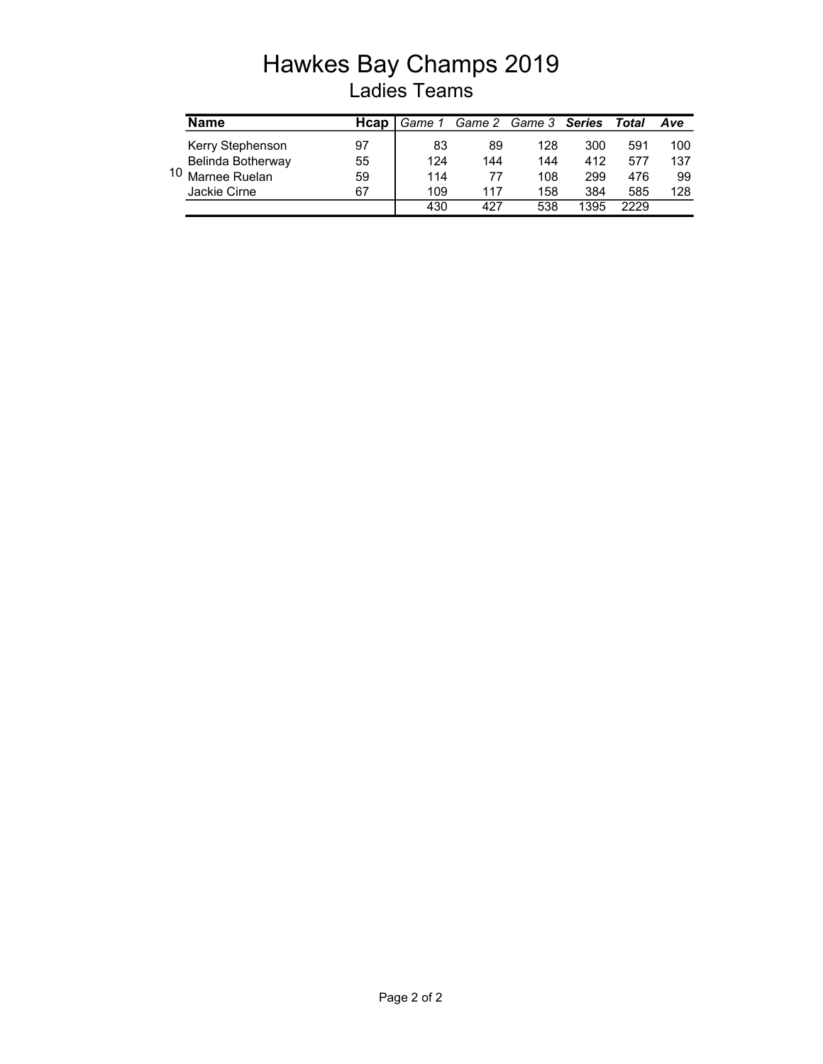# Hawkes Bay Champs 2019

## Ladies Teams

| | Name | Hcap | Game 1 | Game 2 | Game 3 | Series | Total | Ave |
|---|---|---|---|---|---|---|---|---|
| 10 | Kerry Stephenson | 97 | 83 | 89 | 128 | 300 | 591 | 100 |
| | Belinda Botherway | 55 | 124 | 144 | 144 | 412 | 577 | 137 |
| | Marnee Ruelan | 59 | 114 | 77 | 108 | 299 | 476 | 99 |
| | Jackie Cirne | 67 | 109 | 117 | 158 | 384 | 585 | 128 |
| | | | 430 | 427 | 538 | 1395 | 2229 | |